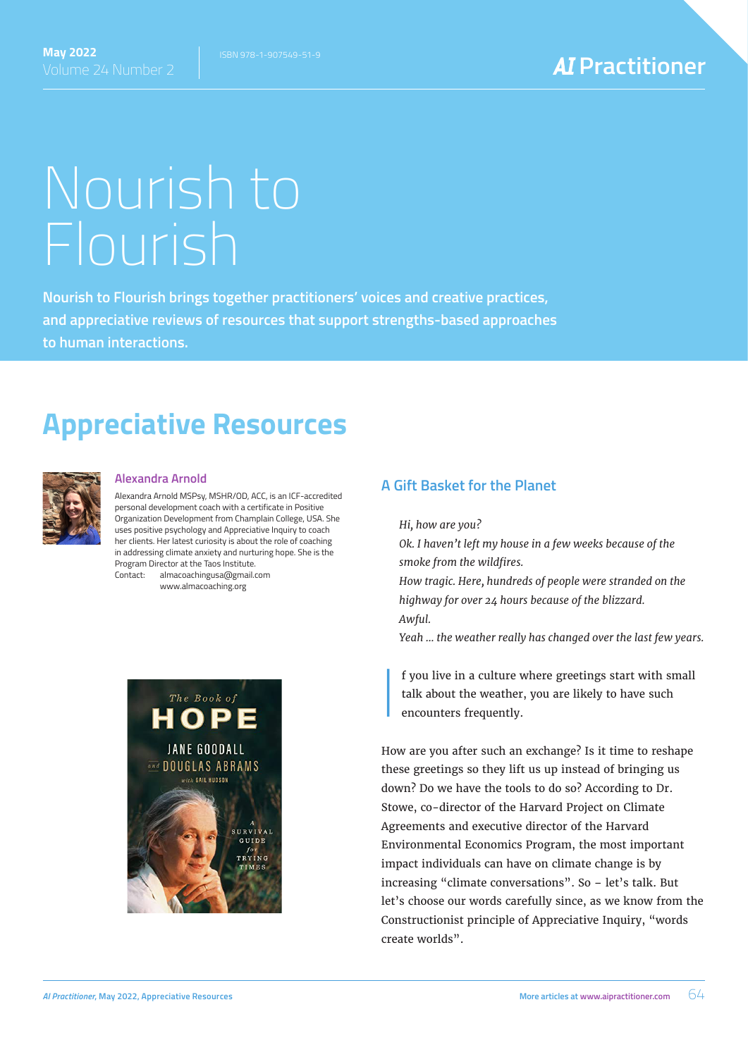# Nourish to Flourish

**Nourish to Flourish brings together practitioners' voices and creative practices, and appreciative reviews of resources that support strengths-based approaches to human interactions.**

## Appreciative Resources

### Alexandra Arnold

Alexandra Arnold MSPsy, MSHR/OD, ACC, is an ICF-accredited personal development coach with a certificate in Positive Organization Development from Champlain College, USA. She uses positive psychology and Appreciative Inquiry to coach her clients. Her latest curiosity is about the role of coaching in addressing climate anxiety and nurturing hope. She is the Program Director at the Taos Institute.

Contact: almacoachingusa@gmail.com
www.almacoaching.org

### A Gift Basket for the Planet

*Hi, how are you?*
*Ok. I haven't left my house in a few weeks because of the smoke from the wildfires.*
*How tragic. Here, hundreds of people were stranded on the highway for over 24 hours because of the blizzard.*
*Awful.*
*Yeah … the weather really has changed over the last few years.*

If you live in a culture where greetings start with small talk about the weather, you are likely to have such encounters frequently.

How are you after such an exchange? Is it time to reshape these greetings so they lift us up instead of bringing us down? Do we have the tools to do so? According to Dr. Stowe, co-director of the Harvard Project on Climate Agreements and executive director of the Harvard Environmental Economics Program, the most important impact individuals can have on climate change is by increasing "climate conversations". So – let's talk. But let's choose our words carefully since, as we know from the Constructionist principle of Appreciative Inquiry, "words create worlds".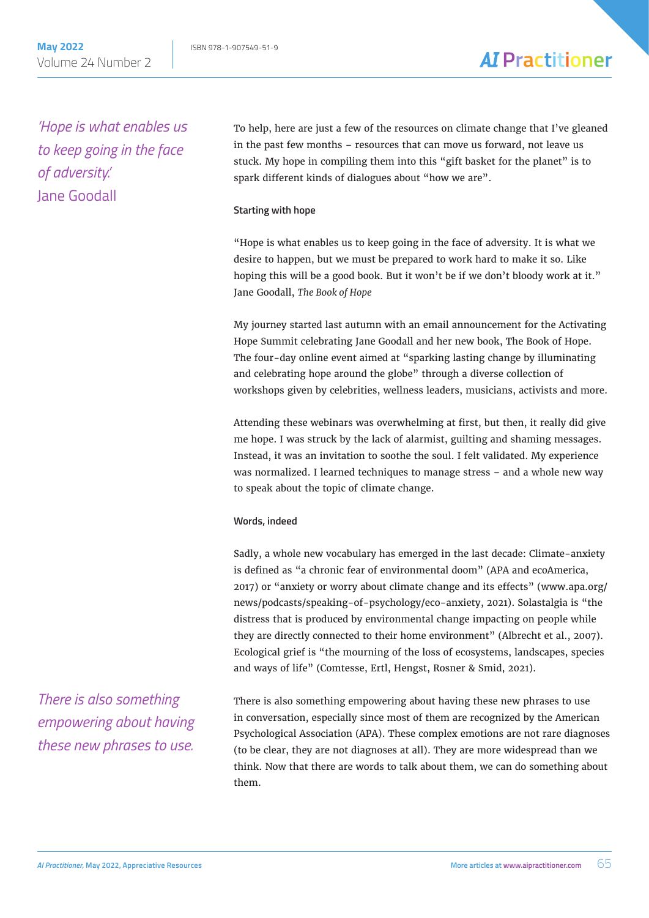*'Hope is what enables us to keep going in the face of adversity.'*
Jane Goodall

To help, here are just a few of the resources on climate change that I've gleaned in the past few months – resources that can move us forward, not leave us stuck. My hope in compiling them into this "gift basket for the planet" is to spark different kinds of dialogues about "how we are".

### Starting with hope

"Hope is what enables us to keep going in the face of adversity. It is what we desire to happen, but we must be prepared to work hard to make it so. Like hoping this will be a good book. But it won't be if we don't bloody work at it." Jane Goodall, *The Book of Hope*

My journey started last autumn with an email announcement for the Activating Hope Summit celebrating Jane Goodall and her new book, The Book of Hope. The four-day online event aimed at "sparking lasting change by illuminating and celebrating hope around the globe" through a diverse collection of workshops given by celebrities, wellness leaders, musicians, activists and more.

Attending these webinars was overwhelming at first, but then, it really did give me hope. I was struck by the lack of alarmist, guilting and shaming messages. Instead, it was an invitation to soothe the soul. I felt validated. My experience was normalized. I learned techniques to manage stress – and a whole new way to speak about the topic of climate change.

### Words, indeed

Sadly, a whole new vocabulary has emerged in the last decade: Climate-anxiety is defined as "a chronic fear of environmental doom" (APA and ecoAmerica, 2017) or "anxiety or worry about climate change and its effects" (www.apa.org/news/podcasts/speaking-of-psychology/eco-anxiety, 2021). Solastalgia is "the distress that is produced by environmental change impacting on people while they are directly connected to their home environment" (Albrecht et al., 2007). Ecological grief is "the mourning of the loss of ecosystems, landscapes, species and ways of life" (Comtesse, Ertl, Hengst, Rosner & Smid, 2021).

*There is also something empowering about having these new phrases to use.*

There is also something empowering about having these new phrases to use in conversation, especially since most of them are recognized by the American Psychological Association (APA). These complex emotions are not rare diagnoses (to be clear, they are not diagnoses at all). They are more widespread than we think. Now that there are words to talk about them, we can do something about them.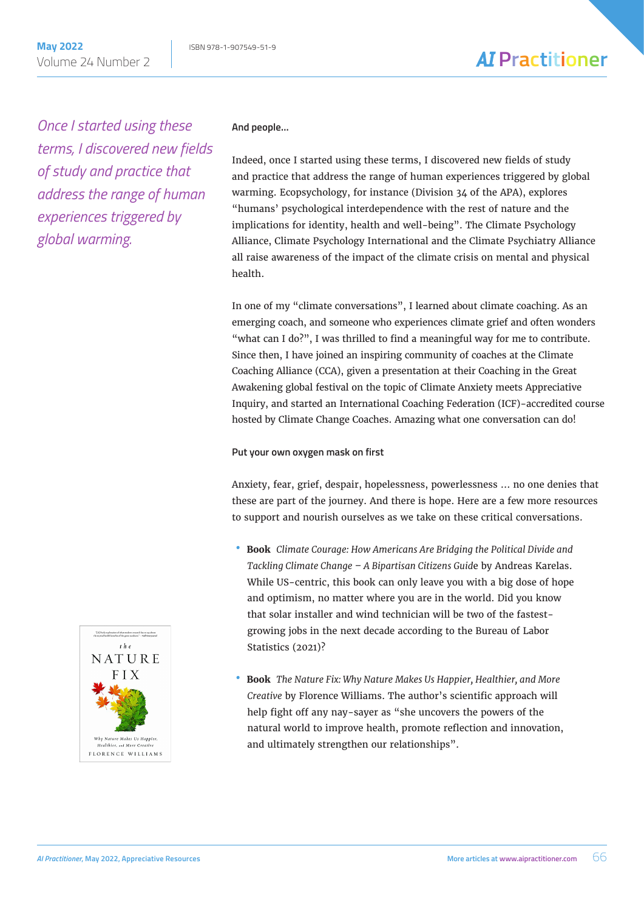*Once I started using these terms, I discovered new fields of study and practice that address the range of human experiences triggered by global warming.*

### And people...

Indeed, once I started using these terms, I discovered new fields of study and practice that address the range of human experiences triggered by global warming. Ecopsychology, for instance (Division 34 of the APA), explores "humans' psychological interdependence with the rest of nature and the implications for identity, health and well-being". The Climate Psychology Alliance, Climate Psychology International and the Climate Psychiatry Alliance all raise awareness of the impact of the climate crisis on mental and physical health.

In one of my "climate conversations", I learned about climate coaching. As an emerging coach, and someone who experiences climate grief and often wonders "what can I do?", I was thrilled to find a meaningful way for me to contribute. Since then, I have joined an inspiring community of coaches at the Climate Coaching Alliance (CCA), given a presentation at their Coaching in the Great Awakening global festival on the topic of Climate Anxiety meets Appreciative Inquiry, and started an International Coaching Federation (ICF)-accredited course hosted by Climate Change Coaches. Amazing what one conversation can do!

### Put your own oxygen mask on first

Anxiety, fear, grief, despair, hopelessness, powerlessness ... no one denies that these are part of the journey. And there is hope. Here are a few more resources to support and nourish ourselves as we take on these critical conversations.

- **Book** *Climate Courage: How Americans Are Bridging the Political Divide and Tackling Climate Change – A Bipartisan Citizens Guide* by Andreas Karelas. While US-centric, this book can only leave you with a big dose of hope and optimism, no matter where you are in the world. Did you know that solar installer and wind technician will be two of the fastest-growing jobs in the next decade according to the Bureau of Labor Statistics (2021)?
- **Book** *The Nature Fix: Why Nature Makes Us Happier, Healthier, and More Creative* by Florence Williams. The author's scientific approach will help fight off any nay-sayer as "she uncovers the powers of the natural world to improve health, promote reflection and innovation, and ultimately strengthen our relationships".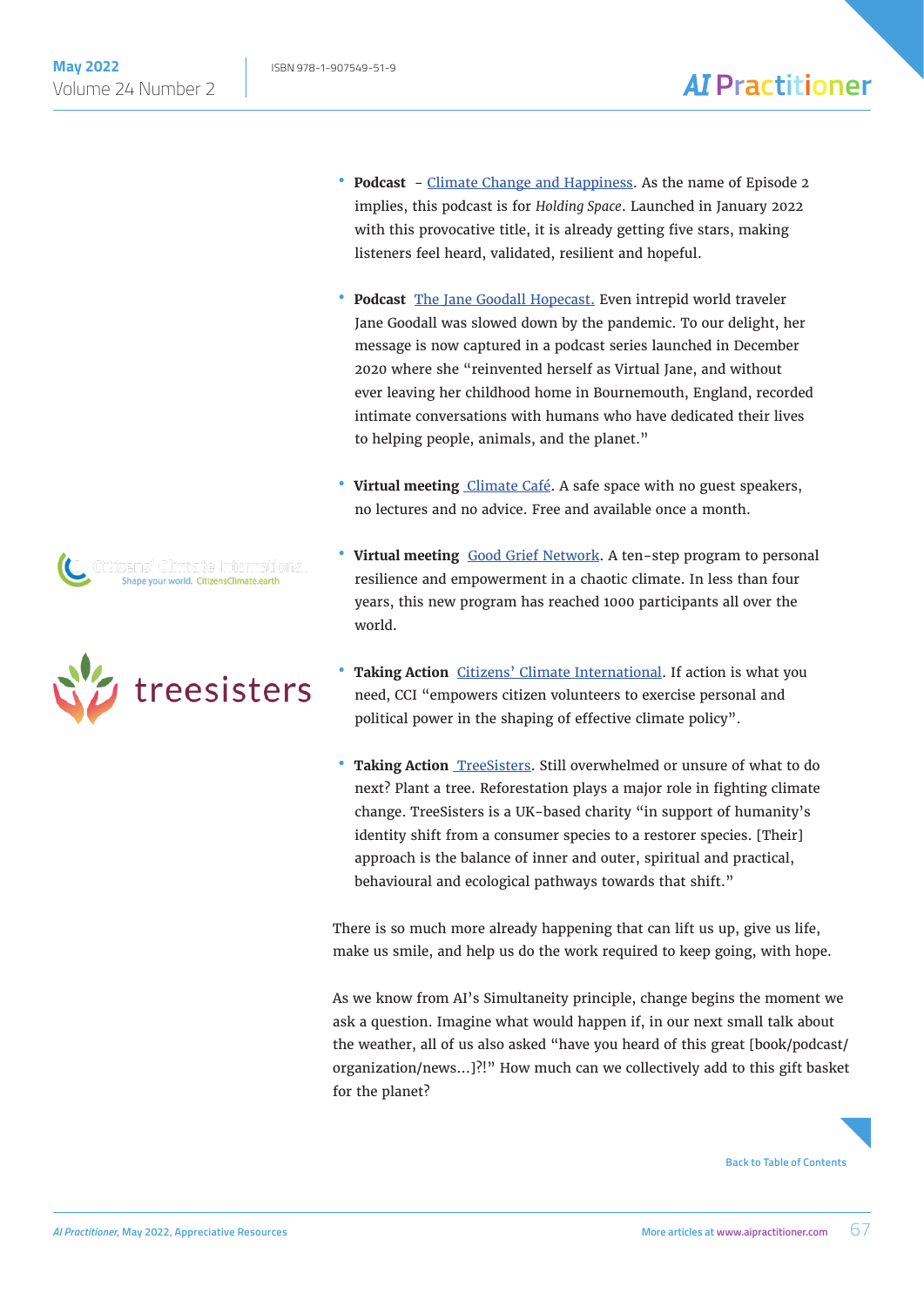- **Podcast** - Climate Change and Happiness. As the name of Episode 2 implies, this podcast is for *Holding Space*. Launched in January 2022 with this provocative title, it is already getting five stars, making listeners feel heard, validated, resilient and hopeful.

- **Podcast** The Jane Goodall Hopecast. Even intrepid world traveler Jane Goodall was slowed down by the pandemic. To our delight, her message is now captured in a podcast series launched in December 2020 where she "reinvented herself as Virtual Jane, and without ever leaving her childhood home in Bournemouth, England, recorded intimate conversations with humans who have dedicated their lives to helping people, animals, and the planet."

- **Virtual meeting** Climate Café. A safe space with no guest speakers, no lectures and no advice. Free and available once a month.

- **Virtual meeting** Good Grief Network. A ten-step program to personal resilience and empowerment in a chaotic climate. In less than four years, this new program has reached 1000 participants all over the world.

- **Taking Action** Citizens' Climate International. If action is what you need, CCI "empowers citizen volunteers to exercise personal and political power in the shaping of effective climate policy".

- **Taking Action** TreeSisters. Still overwhelmed or unsure of what to do next? Plant a tree. Reforestation plays a major role in fighting climate change. TreeSisters is a UK-based charity "in support of humanity's identity shift from a consumer species to a restorer species. [Their] approach is the balance of inner and outer, spiritual and practical, behavioural and ecological pathways towards that shift."

There is so much more already happening that can lift us up, give us life, make us smile, and help us do the work required to keep going, with hope.

As we know from AI's Simultaneity principle, change begins the moment we ask a question. Imagine what would happen if, in our next small talk about the weather, all of us also asked "have you heard of this great [book/podcast/organization/news...]?!" How much can we collectively add to this gift basket for the planet?

Back to Table of Contents